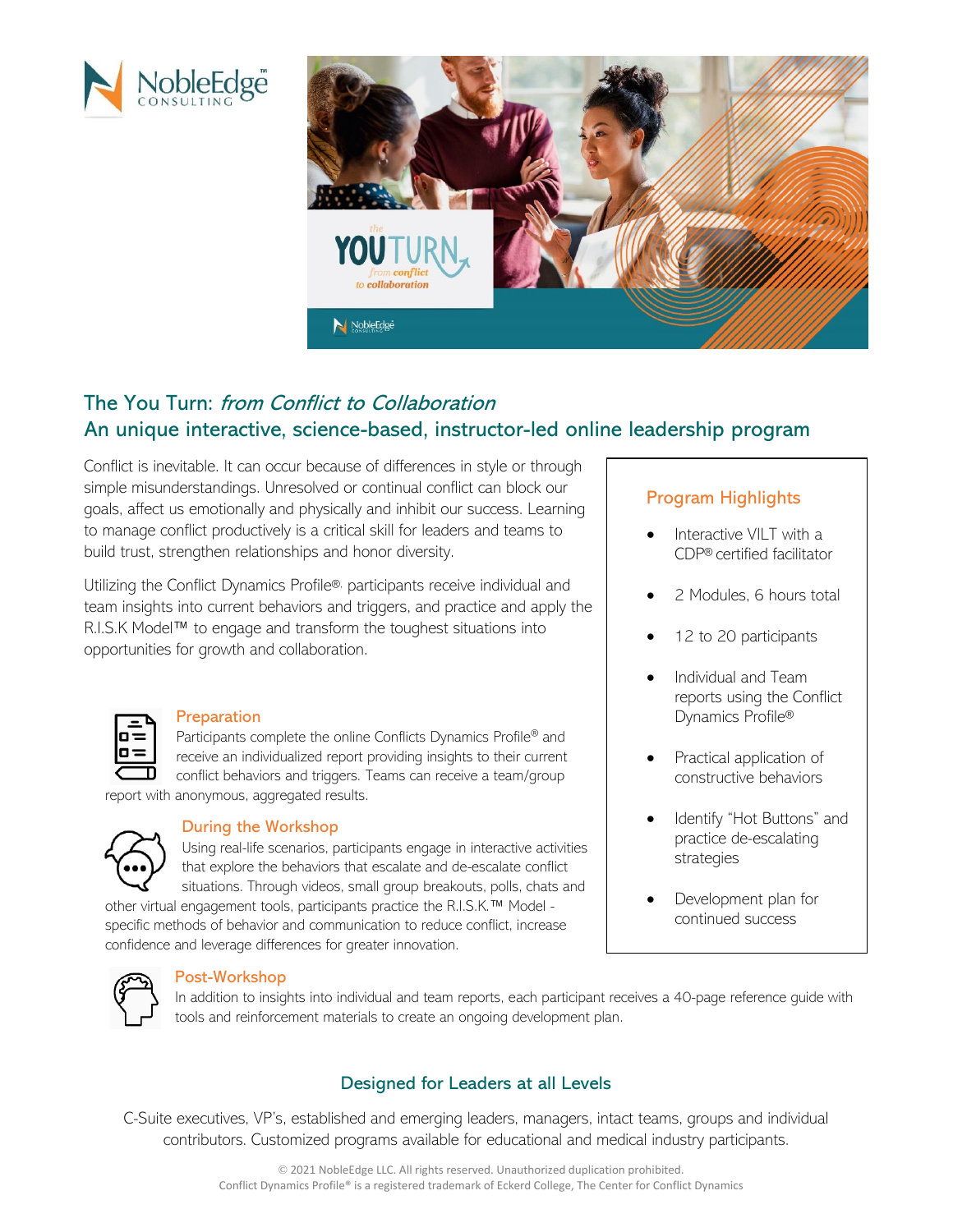# The You Turn: *from Conflict to Collaboration*

## An unique interactive, science-based, instructor-led online leadership program

Conflict is inevitable. It can occur because of differences in style or through simple misunderstandings. Unresolved or continual conflict can block our goals, affect us emotionally and physically and inhibit our success. Learning to manage conflict productively is a critical skill for leaders and teams to build trust, strengthen relationships and honor diversity.

Utilizing the Conflict Dynamics Profile®, participants receive individual and team insights into current behaviors and triggers, and practice and apply the R.I.S.K Model™ to engage and transform the toughest situations into opportunities for growth and collaboration.

### Preparation

Participants complete the online Conflicts Dynamics Profile® and receive an individualized report providing insights to their current conflict behaviors and triggers. Teams can receive a team/group report with anonymous, aggregated results.

### During the Workshop

Using real-life scenarios, participants engage in interactive activities that explore the behaviors that escalate and de-escalate conflict situations. Through videos, small group breakouts, polls, chats and other virtual engagement tools, participants practice the R.I.S.K.™ Model - specific methods of behavior and communication to reduce conflict, increase confidence and leverage differences for greater innovation.

### Post-Workshop

In addition to insights into individual and team reports, each participant receives a 40-page reference guide with tools and reinforcement materials to create an ongoing development plan.

### Program Highlights

- Interactive VILT with a CDP® certified facilitator
- 2 Modules, 6 hours total
- 12 to 20 participants
- Individual and Team reports using the Conflict Dynamics Profile®
- Practical application of constructive behaviors
- Identify "Hot Buttons" and practice de-escalating strategies
- Development plan for continued success

## Designed for Leaders at all Levels

C-Suite executives, VP's, established and emerging leaders, managers, intact teams, groups and individual contributors. Customized programs available for educational and medical industry participants.

© 2021 NobleEdge LLC. All rights reserved. Unauthorized duplication prohibited.
Conflict Dynamics Profile® is a registered trademark of Eckerd College, The Center for Conflict Dynamics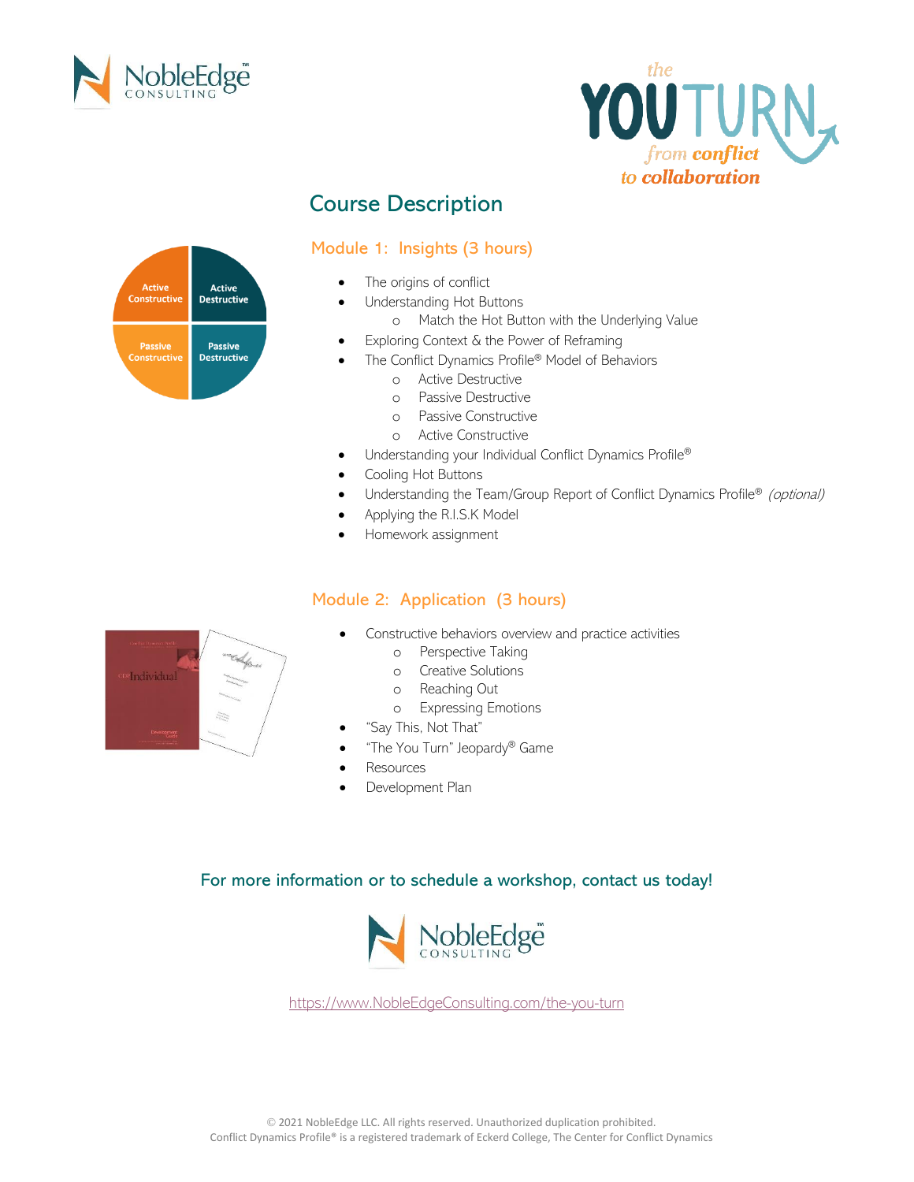# Course Description

## Module 1: Insights (3 hours)

- The origins of conflict
- Understanding Hot Buttons
  - Match the Hot Button with the Underlying Value
- Exploring Context & the Power of Reframing
- The Conflict Dynamics Profile® Model of Behaviors
  - Active Destructive
  - Passive Destructive
  - Passive Constructive
  - Active Constructive
- Understanding your Individual Conflict Dynamics Profile®
- Cooling Hot Buttons
- Understanding the Team/Group Report of Conflict Dynamics Profile® *(optional)*
- Applying the R.I.S.K Model
- Homework assignment

## Module 2: Application (3 hours)

- Constructive behaviors overview and practice activities
  - Perspective Taking
  - Creative Solutions
  - Reaching Out
  - Expressing Emotions
- "Say This, Not That"
- "The You Turn" Jeopardy® Game
- Resources
- Development Plan

For more information or to schedule a workshop, contact us today!

https://www.NobleEdgeConsulting.com/the-you-turn

© 2021 NobleEdge LLC. All rights reserved. Unauthorized duplication prohibited.
Conflict Dynamics Profile® is a registered trademark of Eckerd College, The Center for Conflict Dynamics